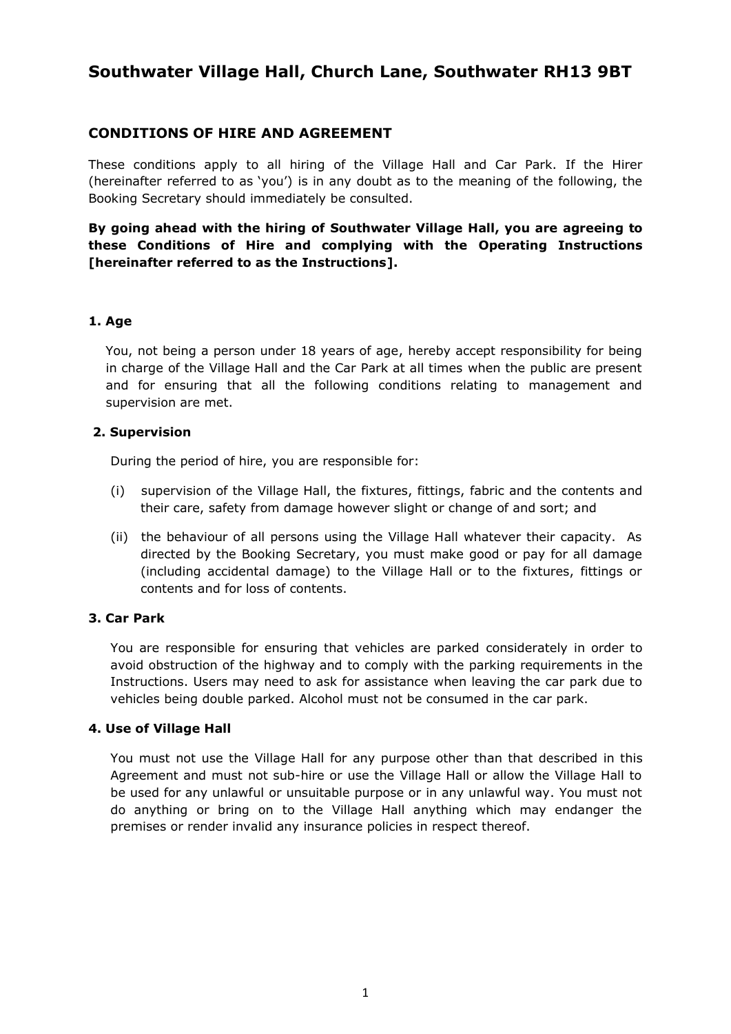# Southwater Village Hall, Church Lane, Southwater RH13 9BT

## CONDITIONS OF HIRE AND AGREEMENT

These conditions apply to all hiring of the Village Hall and Car Park. If the Hirer (hereinafter referred to as 'you') is in any doubt as to the meaning of the following, the Booking Secretary should immediately be consulted.

**By going ahead with the hiring of Southwater Village Hall, you are agreeing to these Conditions of Hire and complying with the Operating Instructions [hereinafter referred to as the Instructions].**

### 1. Age

You, not being a person under 18 years of age, hereby accept responsibility for being in charge of the Village Hall and the Car Park at all times when the public are present and for ensuring that all the following conditions relating to management and supervision are met.

### 2. Supervision

During the period of hire, you are responsible for:

(i) supervision of the Village Hall, the fixtures, fittings, fabric and the contents and their care, safety from damage however slight or change of and sort; and

(ii) the behaviour of all persons using the Village Hall whatever their capacity. As directed by the Booking Secretary, you must make good or pay for all damage (including accidental damage) to the Village Hall or to the fixtures, fittings or contents and for loss of contents.

### 3. Car Park

You are responsible for ensuring that vehicles are parked considerately in order to avoid obstruction of the highway and to comply with the parking requirements in the Instructions. Users may need to ask for assistance when leaving the car park due to vehicles being double parked. Alcohol must not be consumed in the car park.

### 4. Use of Village Hall

You must not use the Village Hall for any purpose other than that described in this Agreement and must not sub-hire or use the Village Hall or allow the Village Hall to be used for any unlawful or unsuitable purpose or in any unlawful way. You must not do anything or bring on to the Village Hall anything which may endanger the premises or render invalid any insurance policies in respect thereof.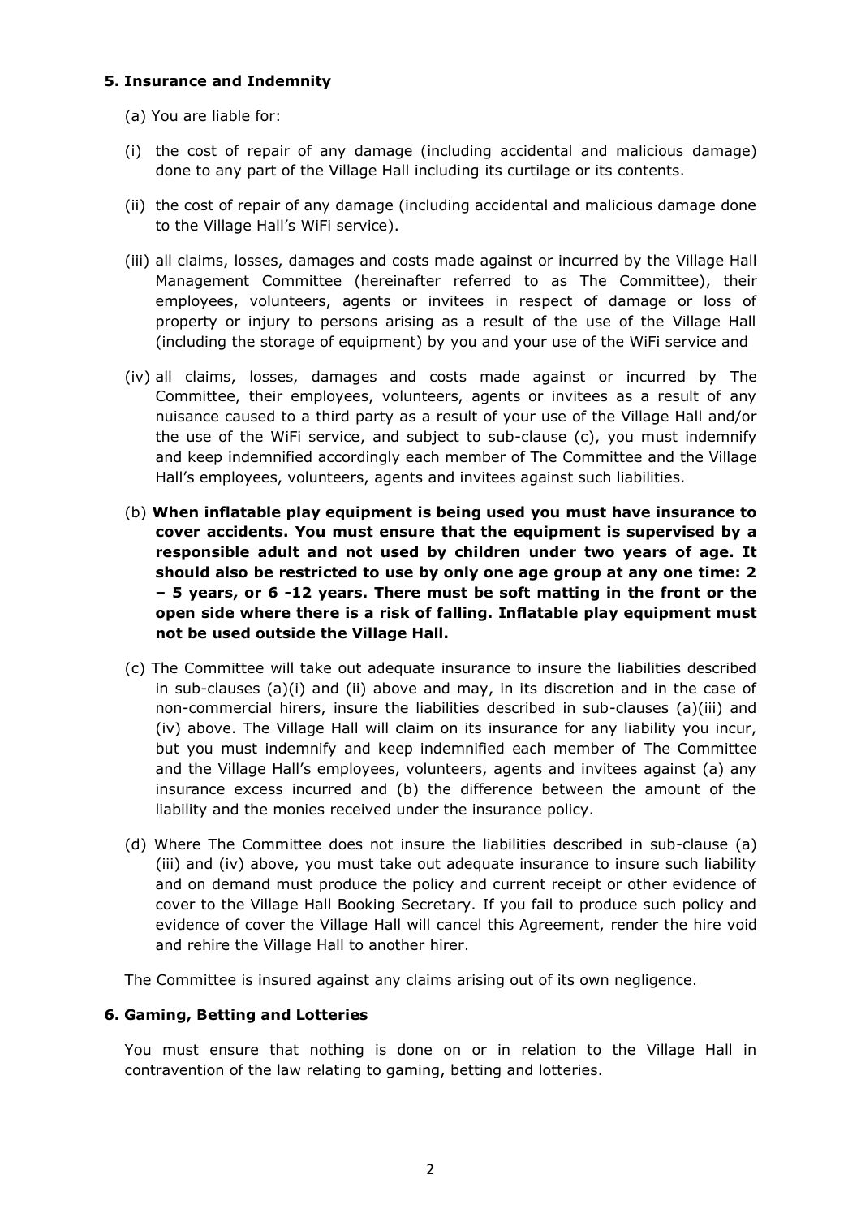### 5. Insurance and Indemnity

(a) You are liable for:

(i) the cost of repair of any damage (including accidental and malicious damage) done to any part of the Village Hall including its curtilage or its contents.

(ii) the cost of repair of any damage (including accidental and malicious damage done to the Village Hall's WiFi service).

(iii) all claims, losses, damages and costs made against or incurred by the Village Hall Management Committee (hereinafter referred to as The Committee), their employees, volunteers, agents or invitees in respect of damage or loss of property or injury to persons arising as a result of the use of the Village Hall (including the storage of equipment) by you and your use of the WiFi service and

(iv) all claims, losses, damages and costs made against or incurred by The Committee, their employees, volunteers, agents or invitees as a result of any nuisance caused to a third party as a result of your use of the Village Hall and/or the use of the WiFi service, and subject to sub-clause (c), you must indemnify and keep indemnified accordingly each member of The Committee and the Village Hall's employees, volunteers, agents and invitees against such liabilities.

(b) **When inflatable play equipment is being used you must have insurance to cover accidents. You must ensure that the equipment is supervised by a responsible adult and not used by children under two years of age. It should also be restricted to use by only one age group at any one time: 2 – 5 years, or 6 -12 years. There must be soft matting in the front or the open side where there is a risk of falling. Inflatable play equipment must not be used outside the Village Hall.**

(c) The Committee will take out adequate insurance to insure the liabilities described in sub-clauses (a)(i) and (ii) above and may, in its discretion and in the case of non-commercial hirers, insure the liabilities described in sub-clauses (a)(iii) and (iv) above. The Village Hall will claim on its insurance for any liability you incur, but you must indemnify and keep indemnified each member of The Committee and the Village Hall's employees, volunteers, agents and invitees against (a) any insurance excess incurred and (b) the difference between the amount of the liability and the monies received under the insurance policy.

(d) Where The Committee does not insure the liabilities described in sub-clause (a) (iii) and (iv) above, you must take out adequate insurance to insure such liability and on demand must produce the policy and current receipt or other evidence of cover to the Village Hall Booking Secretary. If you fail to produce such policy and evidence of cover the Village Hall will cancel this Agreement, render the hire void and rehire the Village Hall to another hirer.

The Committee is insured against any claims arising out of its own negligence.

### 6. Gaming, Betting and Lotteries

You must ensure that nothing is done on or in relation to the Village Hall in contravention of the law relating to gaming, betting and lotteries.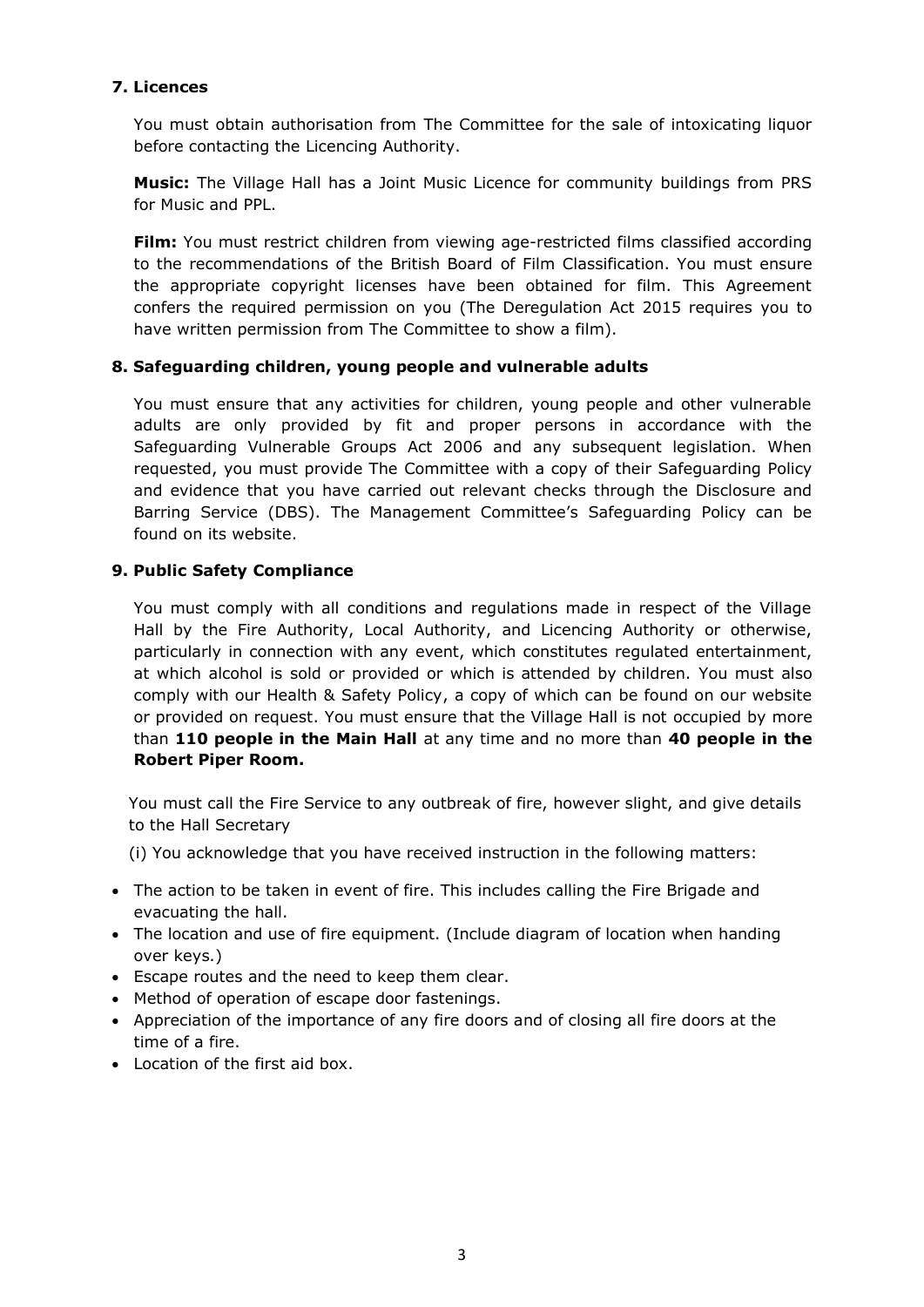### 7. Licences

You must obtain authorisation from The Committee for the sale of intoxicating liquor before contacting the Licencing Authority.

**Music:** The Village Hall has a Joint Music Licence for community buildings from PRS for Music and PPL.

**Film:** You must restrict children from viewing age-restricted films classified according to the recommendations of the British Board of Film Classification. You must ensure the appropriate copyright licenses have been obtained for film. This Agreement confers the required permission on you (The Deregulation Act 2015 requires you to have written permission from The Committee to show a film).

### 8. Safeguarding children, young people and vulnerable adults

You must ensure that any activities for children, young people and other vulnerable adults are only provided by fit and proper persons in accordance with the Safeguarding Vulnerable Groups Act 2006 and any subsequent legislation. When requested, you must provide The Committee with a copy of their Safeguarding Policy and evidence that you have carried out relevant checks through the Disclosure and Barring Service (DBS). The Management Committee's Safeguarding Policy can be found on its website.

### 9. Public Safety Compliance

You must comply with all conditions and regulations made in respect of the Village Hall by the Fire Authority, Local Authority, and Licencing Authority or otherwise, particularly in connection with any event, which constitutes regulated entertainment, at which alcohol is sold or provided or which is attended by children. You must also comply with our Health & Safety Policy, a copy of which can be found on our website or provided on request. You must ensure that the Village Hall is not occupied by more than **110 people in the Main Hall** at any time and no more than **40 people in the Robert Piper Room.**

You must call the Fire Service to any outbreak of fire, however slight, and give details to the Hall Secretary

(i) You acknowledge that you have received instruction in the following matters:

- The action to be taken in event of fire. This includes calling the Fire Brigade and evacuating the hall.
- The location and use of fire equipment. (Include diagram of location when handing over keys.)
- Escape routes and the need to keep them clear.
- Method of operation of escape door fastenings.
- Appreciation of the importance of any fire doors and of closing all fire doors at the time of a fire.
- Location of the first aid box.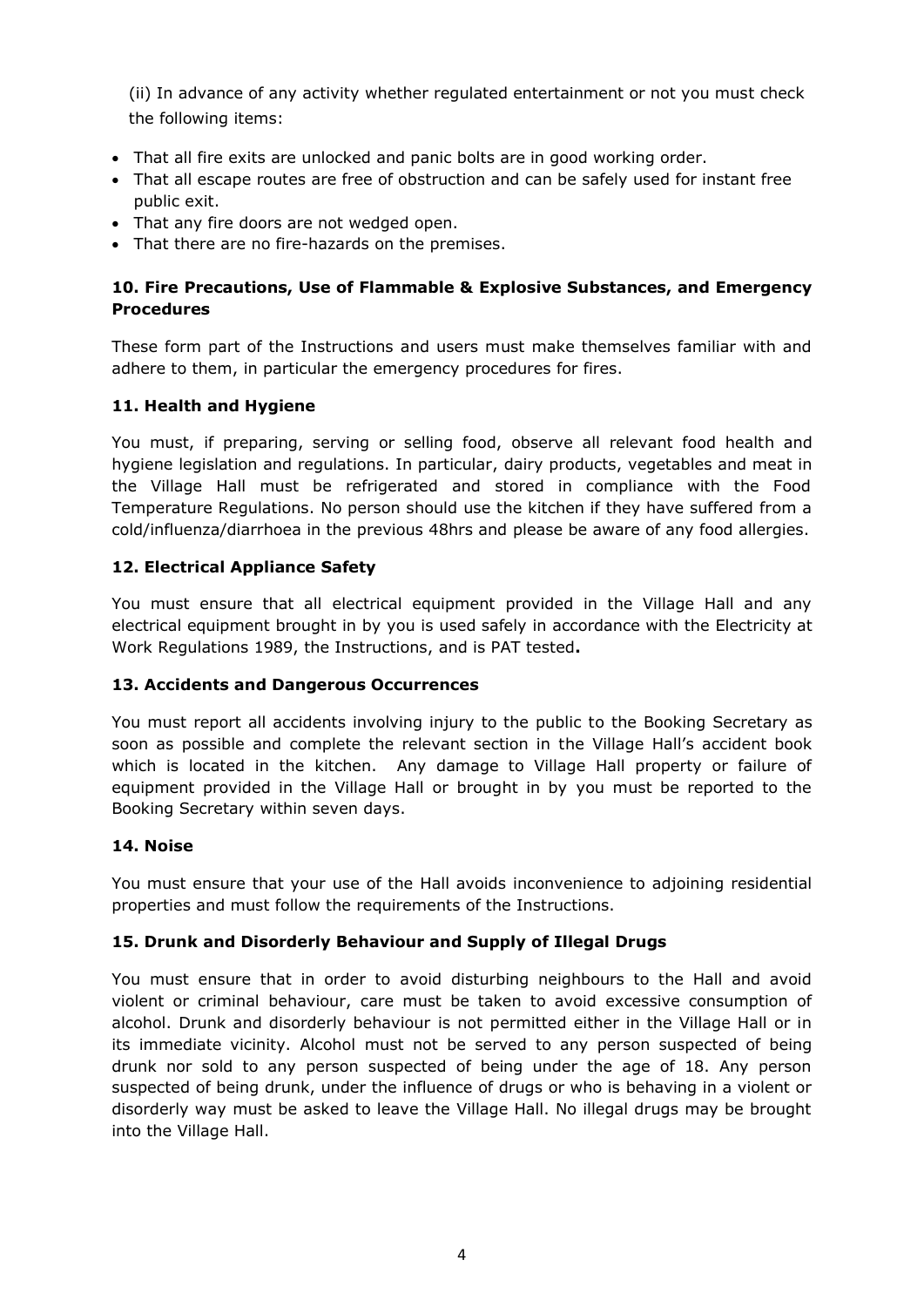(ii) In advance of any activity whether regulated entertainment or not you must check the following items:

- That all fire exits are unlocked and panic bolts are in good working order.
- That all escape routes are free of obstruction and can be safely used for instant free public exit.
- That any fire doors are not wedged open.
- That there are no fire-hazards on the premises.

### 10. Fire Precautions, Use of Flammable & Explosive Substances, and Emergency Procedures

These form part of the Instructions and users must make themselves familiar with and adhere to them, in particular the emergency procedures for fires.

### 11. Health and Hygiene

You must, if preparing, serving or selling food, observe all relevant food health and hygiene legislation and regulations. In particular, dairy products, vegetables and meat in the Village Hall must be refrigerated and stored in compliance with the Food Temperature Regulations. No person should use the kitchen if they have suffered from a cold/influenza/diarrhoea in the previous 48hrs and please be aware of any food allergies.

### 12. Electrical Appliance Safety

You must ensure that all electrical equipment provided in the Village Hall and any electrical equipment brought in by you is used safely in accordance with the Electricity at Work Regulations 1989, the Instructions, and is PAT tested**.**

### 13. Accidents and Dangerous Occurrences

You must report all accidents involving injury to the public to the Booking Secretary as soon as possible and complete the relevant section in the Village Hall's accident book which is located in the kitchen. Any damage to Village Hall property or failure of equipment provided in the Village Hall or brought in by you must be reported to the Booking Secretary within seven days.

### 14. Noise

You must ensure that your use of the Hall avoids inconvenience to adjoining residential properties and must follow the requirements of the Instructions.

### 15. Drunk and Disorderly Behaviour and Supply of Illegal Drugs

You must ensure that in order to avoid disturbing neighbours to the Hall and avoid violent or criminal behaviour, care must be taken to avoid excessive consumption of alcohol. Drunk and disorderly behaviour is not permitted either in the Village Hall or in its immediate vicinity. Alcohol must not be served to any person suspected of being drunk nor sold to any person suspected of being under the age of 18. Any person suspected of being drunk, under the influence of drugs or who is behaving in a violent or disorderly way must be asked to leave the Village Hall. No illegal drugs may be brought into the Village Hall.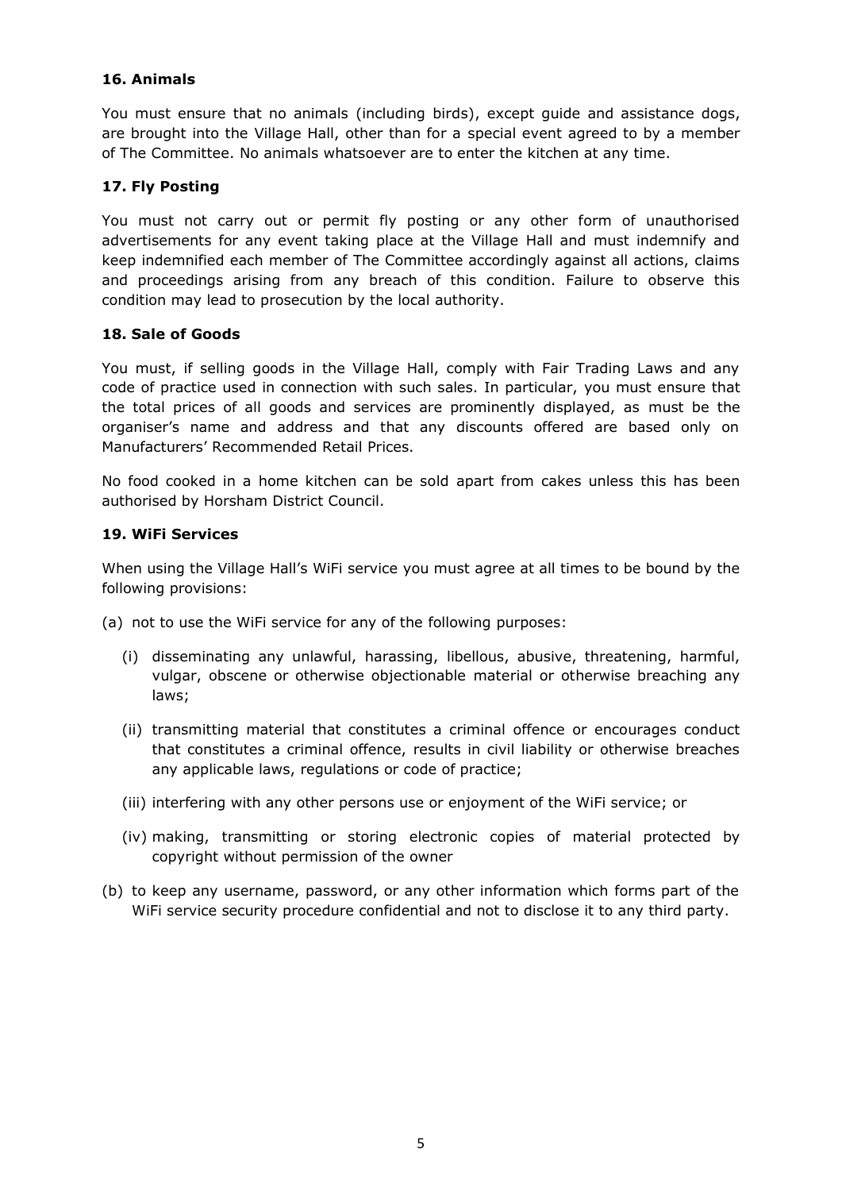**16. Animals**

You must ensure that no animals (including birds), except guide and assistance dogs, are brought into the Village Hall, other than for a special event agreed to by a member of The Committee. No animals whatsoever are to enter the kitchen at any time.

**17. Fly Posting**

You must not carry out or permit fly posting or any other form of unauthorised advertisements for any event taking place at the Village Hall and must indemnify and keep indemnified each member of The Committee accordingly against all actions, claims and proceedings arising from any breach of this condition. Failure to observe this condition may lead to prosecution by the local authority.

**18. Sale of Goods**

You must, if selling goods in the Village Hall, comply with Fair Trading Laws and any code of practice used in connection with such sales. In particular, you must ensure that the total prices of all goods and services are prominently displayed, as must be the organiser's name and address and that any discounts offered are based only on Manufacturers' Recommended Retail Prices.

No food cooked in a home kitchen can be sold apart from cakes unless this has been authorised by Horsham District Council.

**19. WiFi Services**

When using the Village Hall's WiFi service you must agree at all times to be bound by the following provisions:

(a) not to use the WiFi service for any of the following purposes:

  (i) disseminating any unlawful, harassing, libellous, abusive, threatening, harmful, vulgar, obscene or otherwise objectionable material or otherwise breaching any laws;

  (ii) transmitting material that constitutes a criminal offence or encourages conduct that constitutes a criminal offence, results in civil liability or otherwise breaches any applicable laws, regulations or code of practice;

  (iii) interfering with any other persons use or enjoyment of the WiFi service; or

  (iv) making, transmitting or storing electronic copies of material protected by copyright without permission of the owner

(b) to keep any username, password, or any other information which forms part of the WiFi service security procedure confidential and not to disclose it to any third party.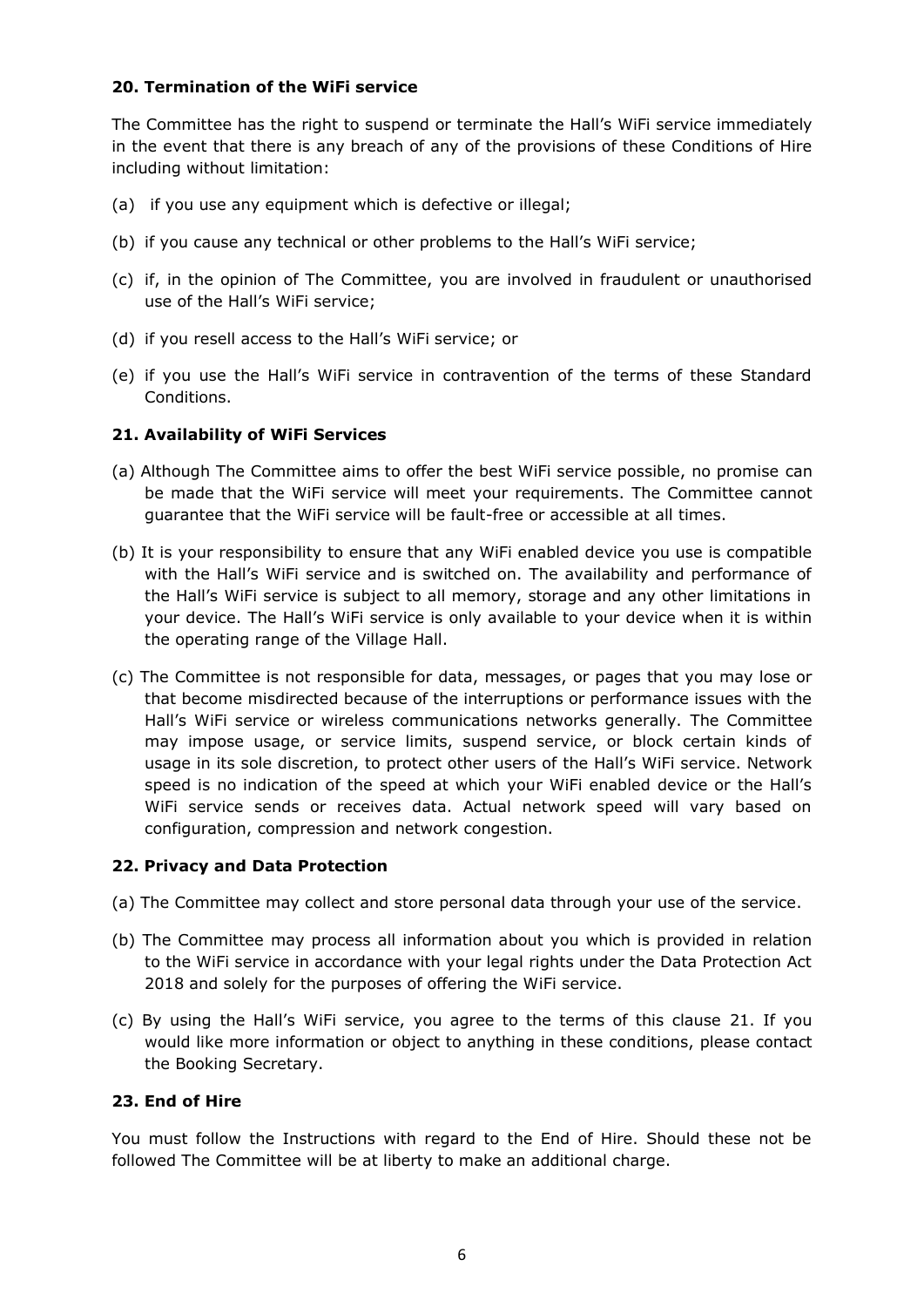**20. Termination of the WiFi service**

The Committee has the right to suspend or terminate the Hall's WiFi service immediately in the event that there is any breach of any of the provisions of these Conditions of Hire including without limitation:

(a) if you use any equipment which is defective or illegal;

(b) if you cause any technical or other problems to the Hall's WiFi service;

(c) if, in the opinion of The Committee, you are involved in fraudulent or unauthorised use of the Hall's WiFi service;

(d) if you resell access to the Hall's WiFi service; or

(e) if you use the Hall's WiFi service in contravention of the terms of these Standard Conditions.

**21. Availability of WiFi Services**

(a) Although The Committee aims to offer the best WiFi service possible, no promise can be made that the WiFi service will meet your requirements. The Committee cannot guarantee that the WiFi service will be fault-free or accessible at all times.

(b) It is your responsibility to ensure that any WiFi enabled device you use is compatible with the Hall's WiFi service and is switched on. The availability and performance of the Hall's WiFi service is subject to all memory, storage and any other limitations in your device. The Hall's WiFi service is only available to your device when it is within the operating range of the Village Hall.

(c) The Committee is not responsible for data, messages, or pages that you may lose or that become misdirected because of the interruptions or performance issues with the Hall's WiFi service or wireless communications networks generally. The Committee may impose usage, or service limits, suspend service, or block certain kinds of usage in its sole discretion, to protect other users of the Hall's WiFi service. Network speed is no indication of the speed at which your WiFi enabled device or the Hall's WiFi service sends or receives data. Actual network speed will vary based on configuration, compression and network congestion.

**22. Privacy and Data Protection**

(a) The Committee may collect and store personal data through your use of the service.

(b) The Committee may process all information about you which is provided in relation to the WiFi service in accordance with your legal rights under the Data Protection Act 2018 and solely for the purposes of offering the WiFi service.

(c) By using the Hall's WiFi service, you agree to the terms of this clause 21. If you would like more information or object to anything in these conditions, please contact the Booking Secretary.

**23. End of Hire**

You must follow the Instructions with regard to the End of Hire. Should these not be followed The Committee will be at liberty to make an additional charge.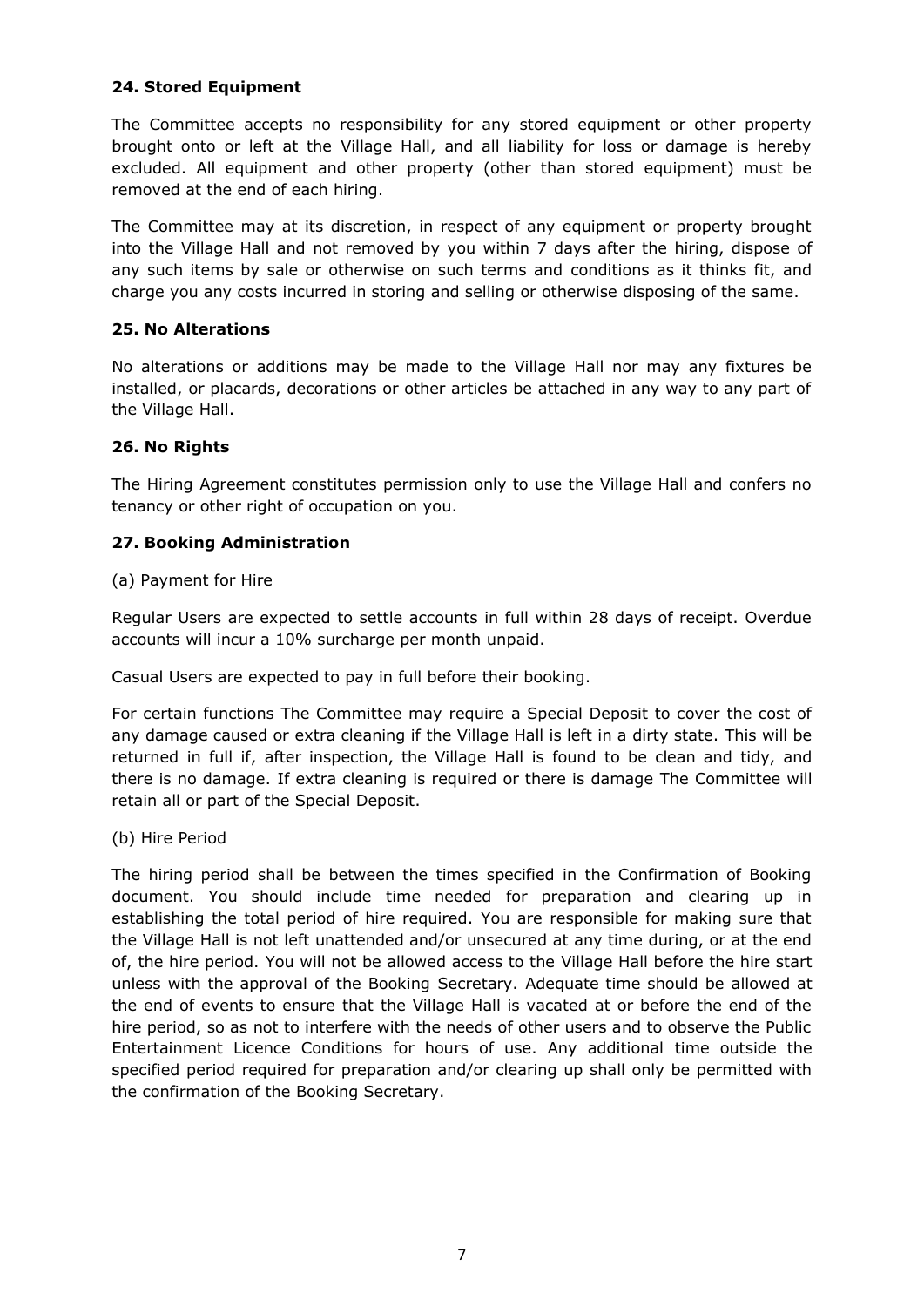### 24. Stored Equipment

The Committee accepts no responsibility for any stored equipment or other property brought onto or left at the Village Hall, and all liability for loss or damage is hereby excluded. All equipment and other property (other than stored equipment) must be removed at the end of each hiring.

The Committee may at its discretion, in respect of any equipment or property brought into the Village Hall and not removed by you within 7 days after the hiring, dispose of any such items by sale or otherwise on such terms and conditions as it thinks fit, and charge you any costs incurred in storing and selling or otherwise disposing of the same.

### 25. No Alterations

No alterations or additions may be made to the Village Hall nor may any fixtures be installed, or placards, decorations or other articles be attached in any way to any part of the Village Hall.

### 26. No Rights

The Hiring Agreement constitutes permission only to use the Village Hall and confers no tenancy or other right of occupation on you.

### 27. Booking Administration

(a) Payment for Hire

Regular Users are expected to settle accounts in full within 28 days of receipt. Overdue accounts will incur a 10% surcharge per month unpaid.

Casual Users are expected to pay in full before their booking.

For certain functions The Committee may require a Special Deposit to cover the cost of any damage caused or extra cleaning if the Village Hall is left in a dirty state. This will be returned in full if, after inspection, the Village Hall is found to be clean and tidy, and there is no damage. If extra cleaning is required or there is damage The Committee will retain all or part of the Special Deposit.

(b) Hire Period

The hiring period shall be between the times specified in the Confirmation of Booking document. You should include time needed for preparation and clearing up in establishing the total period of hire required. You are responsible for making sure that the Village Hall is not left unattended and/or unsecured at any time during, or at the end of, the hire period. You will not be allowed access to the Village Hall before the hire start unless with the approval of the Booking Secretary. Adequate time should be allowed at the end of events to ensure that the Village Hall is vacated at or before the end of the hire period, so as not to interfere with the needs of other users and to observe the Public Entertainment Licence Conditions for hours of use. Any additional time outside the specified period required for preparation and/or clearing up shall only be permitted with the confirmation of the Booking Secretary.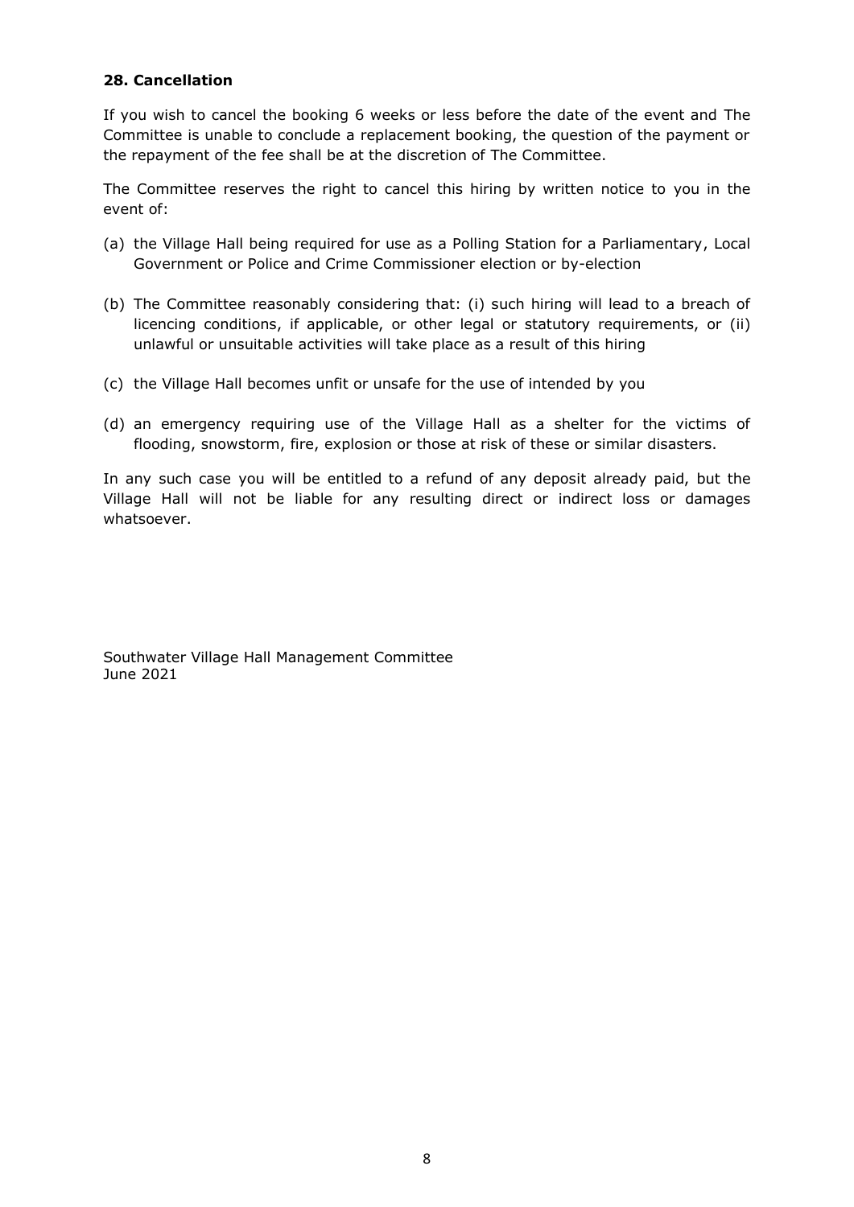### 28. Cancellation

If you wish to cancel the booking 6 weeks or less before the date of the event and The Committee is unable to conclude a replacement booking, the question of the payment or the repayment of the fee shall be at the discretion of The Committee.

The Committee reserves the right to cancel this hiring by written notice to you in the event of:

(a) the Village Hall being required for use as a Polling Station for a Parliamentary, Local Government or Police and Crime Commissioner election or by-election

(b) The Committee reasonably considering that: (i) such hiring will lead to a breach of licencing conditions, if applicable, or other legal or statutory requirements, or (ii) unlawful or unsuitable activities will take place as a result of this hiring

(c) the Village Hall becomes unfit or unsafe for the use of intended by you

(d) an emergency requiring use of the Village Hall as a shelter for the victims of flooding, snowstorm, fire, explosion or those at risk of these or similar disasters.

In any such case you will be entitled to a refund of any deposit already paid, but the Village Hall will not be liable for any resulting direct or indirect loss or damages whatsoever.

Southwater Village Hall Management Committee
June 2021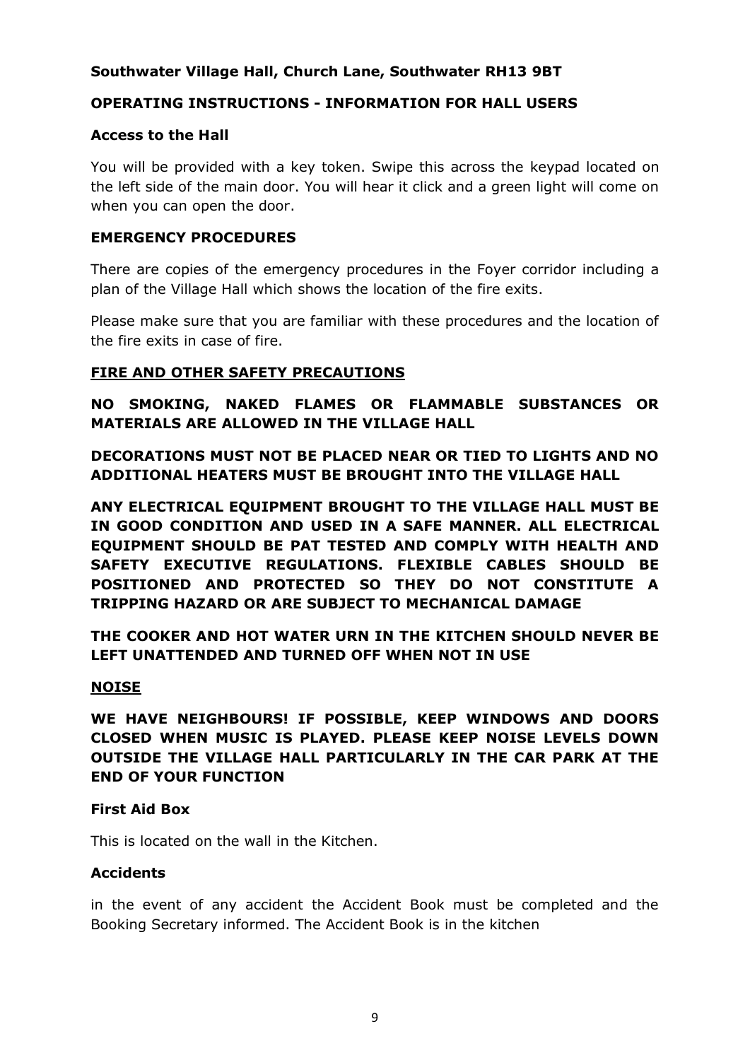**Southwater Village Hall, Church Lane, Southwater RH13 9BT**

**OPERATING INSTRUCTIONS - INFORMATION FOR HALL USERS**

**Access to the Hall**

You will be provided with a key token. Swipe this across the keypad located on the left side of the main door. You will hear it click and a green light will come on when you can open the door.

**EMERGENCY PROCEDURES**

There are copies of the emergency procedures in the Foyer corridor including a plan of the Village Hall which shows the location of the fire exits.

Please make sure that you are familiar with these procedures and the location of the fire exits in case of fire.

**FIRE AND OTHER SAFETY PRECAUTIONS**

**NO SMOKING, NAKED FLAMES OR FLAMMABLE SUBSTANCES OR MATERIALS ARE ALLOWED IN THE VILLAGE HALL**

**DECORATIONS MUST NOT BE PLACED NEAR OR TIED TO LIGHTS AND NO ADDITIONAL HEATERS MUST BE BROUGHT INTO THE VILLAGE HALL**

**ANY ELECTRICAL EQUIPMENT BROUGHT TO THE VILLAGE HALL MUST BE IN GOOD CONDITION AND USED IN A SAFE MANNER. ALL ELECTRICAL EQUIPMENT SHOULD BE PAT TESTED AND COMPLY WITH HEALTH AND SAFETY EXECUTIVE REGULATIONS. FLEXIBLE CABLES SHOULD BE POSITIONED AND PROTECTED SO THEY DO NOT CONSTITUTE A TRIPPING HAZARD OR ARE SUBJECT TO MECHANICAL DAMAGE**

**THE COOKER AND HOT WATER URN IN THE KITCHEN SHOULD NEVER BE LEFT UNATTENDED AND TURNED OFF WHEN NOT IN USE**

**NOISE**

**WE HAVE NEIGHBOURS! IF POSSIBLE, KEEP WINDOWS AND DOORS CLOSED WHEN MUSIC IS PLAYED. PLEASE KEEP NOISE LEVELS DOWN OUTSIDE THE VILLAGE HALL PARTICULARLY IN THE CAR PARK AT THE END OF YOUR FUNCTION**

**First Aid Box**

This is located on the wall in the Kitchen.

**Accidents**

in the event of any accident the Accident Book must be completed and the Booking Secretary informed. The Accident Book is in the kitchen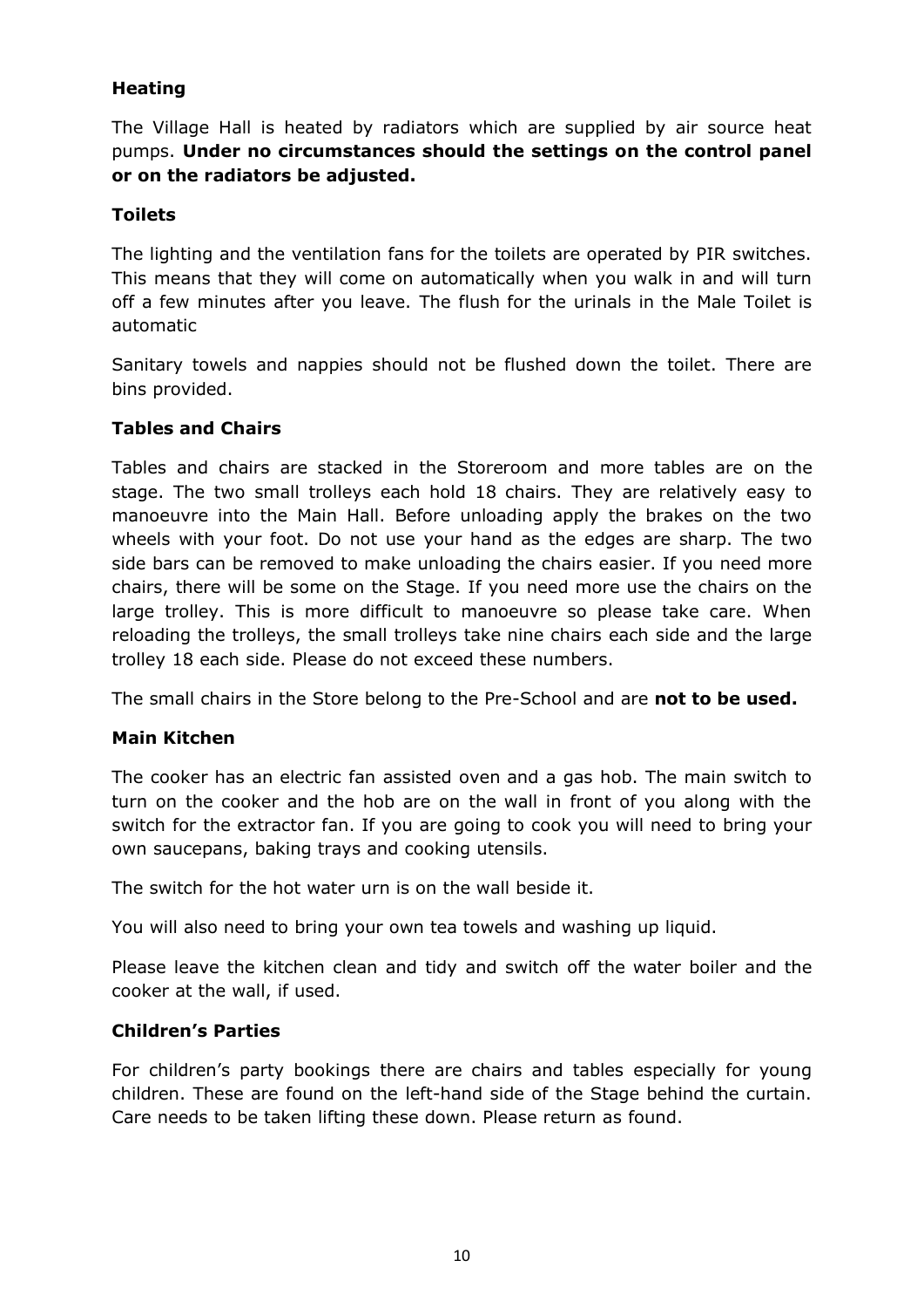**Heating**

The Village Hall is heated by radiators which are supplied by air source heat pumps. **Under no circumstances should the settings on the control panel or on the radiators be adjusted.**

**Toilets**

The lighting and the ventilation fans for the toilets are operated by PIR switches. This means that they will come on automatically when you walk in and will turn off a few minutes after you leave. The flush for the urinals in the Male Toilet is automatic

Sanitary towels and nappies should not be flushed down the toilet. There are bins provided.

**Tables and Chairs**

Tables and chairs are stacked in the Storeroom and more tables are on the stage. The two small trolleys each hold 18 chairs. They are relatively easy to manoeuvre into the Main Hall. Before unloading apply the brakes on the two wheels with your foot. Do not use your hand as the edges are sharp. The two side bars can be removed to make unloading the chairs easier. If you need more chairs, there will be some on the Stage. If you need more use the chairs on the large trolley. This is more difficult to manoeuvre so please take care. When reloading the trolleys, the small trolleys take nine chairs each side and the large trolley 18 each side. Please do not exceed these numbers.

The small chairs in the Store belong to the Pre-School and are **not to be used.**

**Main Kitchen**

The cooker has an electric fan assisted oven and a gas hob. The main switch to turn on the cooker and the hob are on the wall in front of you along with the switch for the extractor fan. If you are going to cook you will need to bring your own saucepans, baking trays and cooking utensils.

The switch for the hot water urn is on the wall beside it.

You will also need to bring your own tea towels and washing up liquid.

Please leave the kitchen clean and tidy and switch off the water boiler and the cooker at the wall, if used.

**Children's Parties**

For children's party bookings there are chairs and tables especially for young children. These are found on the left-hand side of the Stage behind the curtain. Care needs to be taken lifting these down. Please return as found.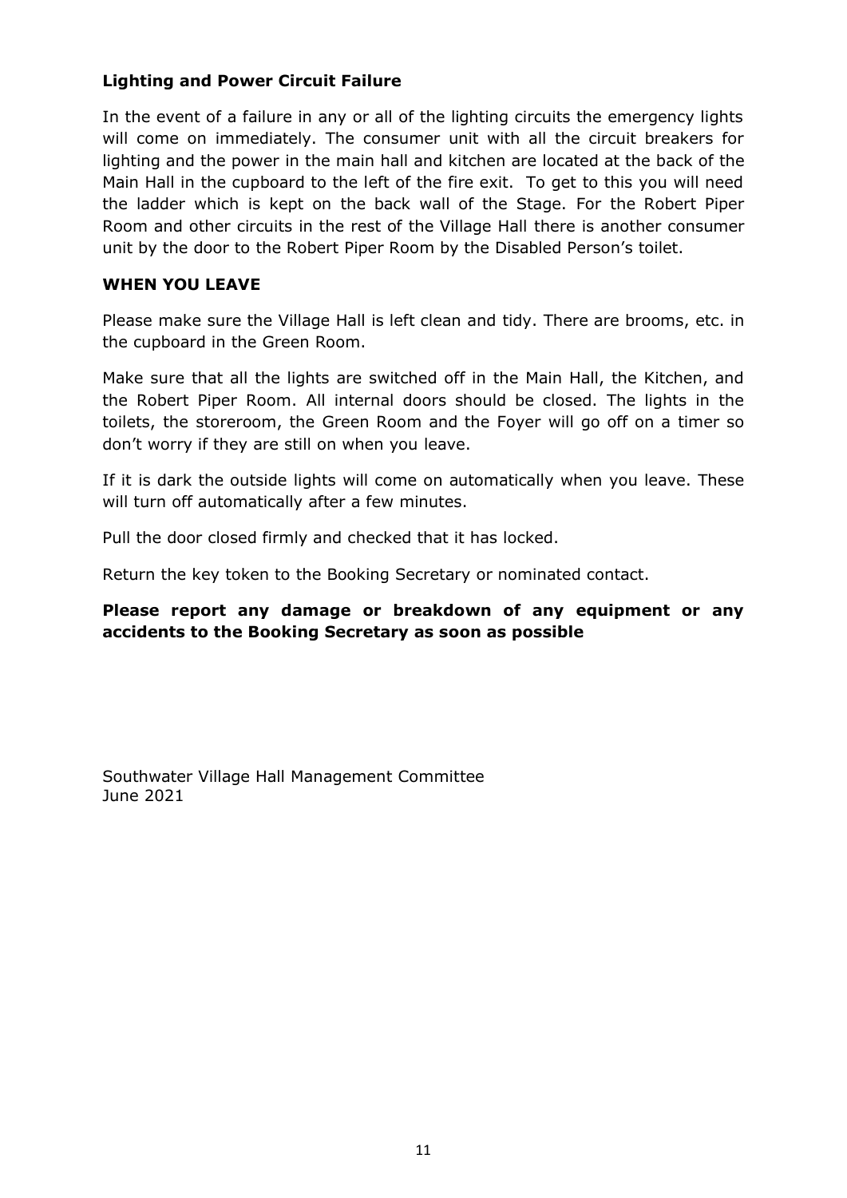**Lighting and Power Circuit Failure**

In the event of a failure in any or all of the lighting circuits the emergency lights will come on immediately. The consumer unit with all the circuit breakers for lighting and the power in the main hall and kitchen are located at the back of the Main Hall in the cupboard to the left of the fire exit.  To get to this you will need the ladder which is kept on the back wall of the Stage. For the Robert Piper Room and other circuits in the rest of the Village Hall there is another consumer unit by the door to the Robert Piper Room by the Disabled Person's toilet.

**WHEN YOU LEAVE**

Please make sure the Village Hall is left clean and tidy. There are brooms, etc. in the cupboard in the Green Room.

Make sure that all the lights are switched off in the Main Hall, the Kitchen, and the Robert Piper Room. All internal doors should be closed. The lights in the toilets, the storeroom, the Green Room and the Foyer will go off on a timer so don't worry if they are still on when you leave.

If it is dark the outside lights will come on automatically when you leave. These will turn off automatically after a few minutes.

Pull the door closed firmly and checked that it has locked.

Return the key token to the Booking Secretary or nominated contact.

**Please report any damage or breakdown of any equipment or any accidents to the Booking Secretary as soon as possible**

Southwater Village Hall Management Committee
June 2021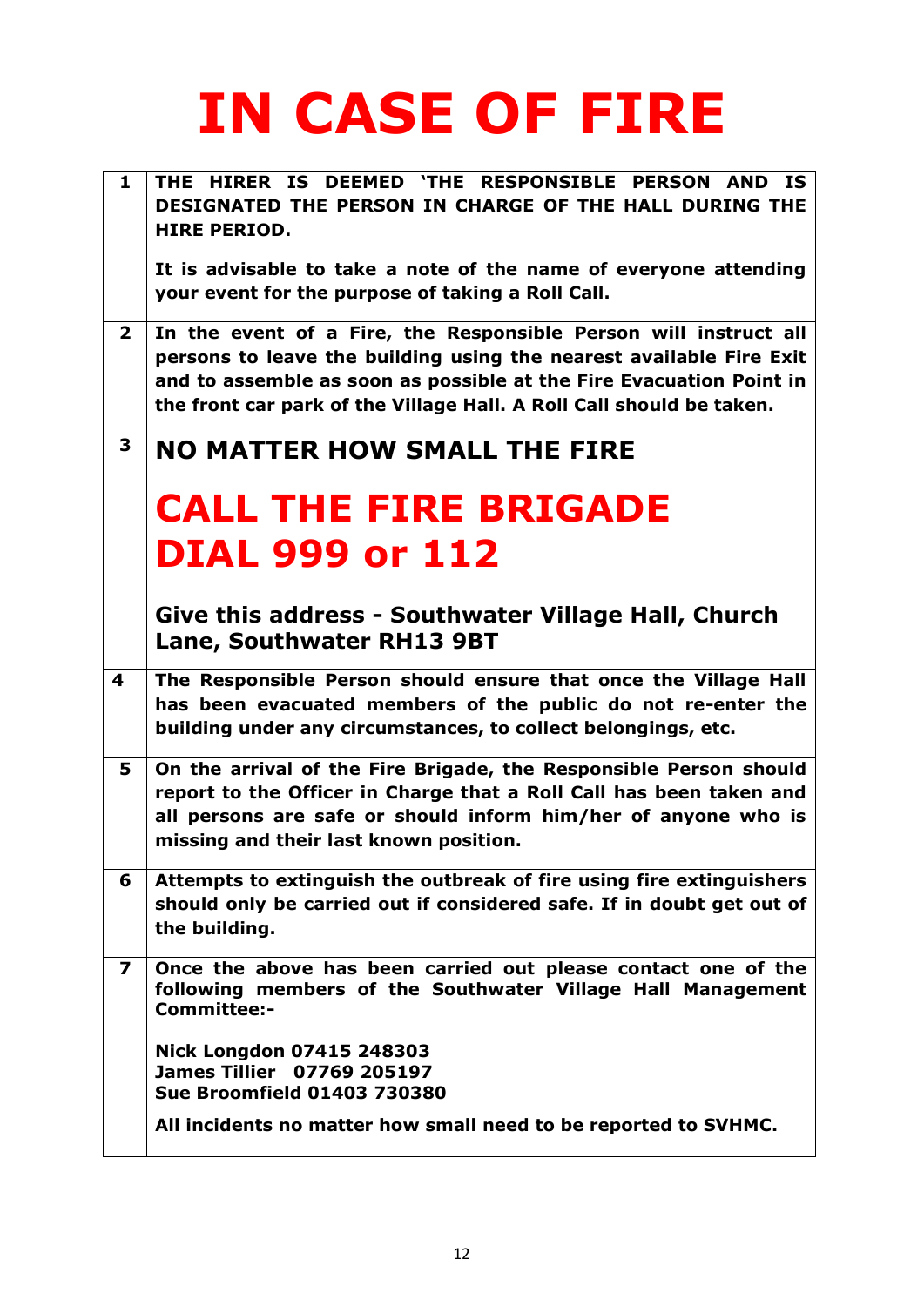# IN CASE OF FIRE

| | |
|---|---|
| **1** | **THE HIRER IS DEEMED 'THE RESPONSIBLE PERSON AND IS DESIGNATED THE PERSON IN CHARGE OF THE HALL DURING THE HIRE PERIOD.**<br><br>**It is advisable to take a note of the name of everyone attending your event for the purpose of taking a Roll Call.** |
| **2** | **In the event of a Fire, the Responsible Person will instruct all persons to leave the building using the nearest available Fire Exit and to assemble as soon as possible at the Fire Evacuation Point in the front car park of the Village Hall. A Roll Call should be taken.** |
| **3** | **NO MATTER HOW SMALL THE FIRE**<br><br>**CALL THE FIRE BRIGADE DIAL 999 or 112**<br><br>**Give this address - Southwater Village Hall, Church Lane, Southwater RH13 9BT** |
| **4** | **The Responsible Person should ensure that once the Village Hall has been evacuated members of the public do not re-enter the building under any circumstances, to collect belongings, etc.** |
| **5** | **On the arrival of the Fire Brigade, the Responsible Person should report to the Officer in Charge that a Roll Call has been taken and all persons are safe or should inform him/her of anyone who is missing and their last known position.** |
| **6** | **Attempts to extinguish the outbreak of fire using fire extinguishers should only be carried out if considered safe. If in doubt get out of the building.** |
| **7** | **Once the above has been carried out please contact one of the following members of the Southwater Village Hall Management Committee:-**<br><br>**Nick Longdon 07415 248303**<br>**James Tillier 07769 205197**<br>**Sue Broomfield 01403 730380**<br><br>**All incidents no matter how small need to be reported to SVHMC.** |